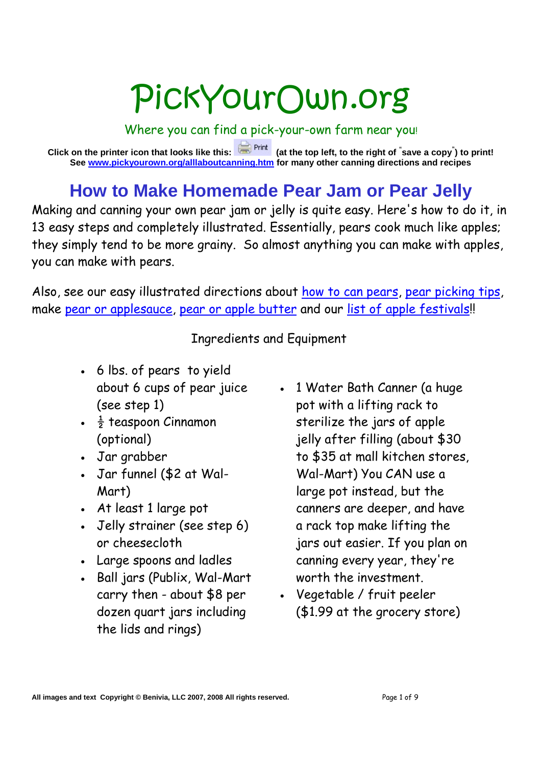# PickYourOwn.org

Where you can find a pick-your-own farm near you!

**Click on the printer icon that looks like this: Print (at the top left, to the right of "save a copy") to print!**
**See www.pickyourown.org/alllaboutcanning.htm for many other canning directions and recipes**

## How to Make Homemade Pear Jam or Pear Jelly

Making and canning your own pear jam or jelly is quite easy. Here's how to do it, in 13 easy steps and completely illustrated. Essentially, pears cook much like apples; they simply tend to be more grainy. So almost anything you can make with apples, you can make with pears.

Also, see our easy illustrated directions about how to can pears, pear picking tips, make pear or applesauce, pear or apple butter and our list of apple festivals!!

Ingredients and Equipment

- 6 lbs. of pears to yield about 6 cups of pear juice (see step 1)
- ½ teaspoon Cinnamon (optional)
- Jar grabber
- Jar funnel ($2 at Wal-Mart)
- At least 1 large pot
- Jelly strainer (see step 6) or cheesecloth
- Large spoons and ladles
- Ball jars (Publix, Wal-Mart carry then - about $8 per dozen quart jars including the lids and rings)
- 1 Water Bath Canner (a huge pot with a lifting rack to sterilize the jars of apple jelly after filling (about $30 to $35 at mall kitchen stores, Wal-Mart) You CAN use a large pot instead, but the canners are deeper, and have a rack top make lifting the jars out easier. If you plan on canning every year, they're worth the investment.
- Vegetable / fruit peeler ($1.99 at the grocery store)

All images and text Copyright © Benivia, LLC 2007, 2008 All rights reserved.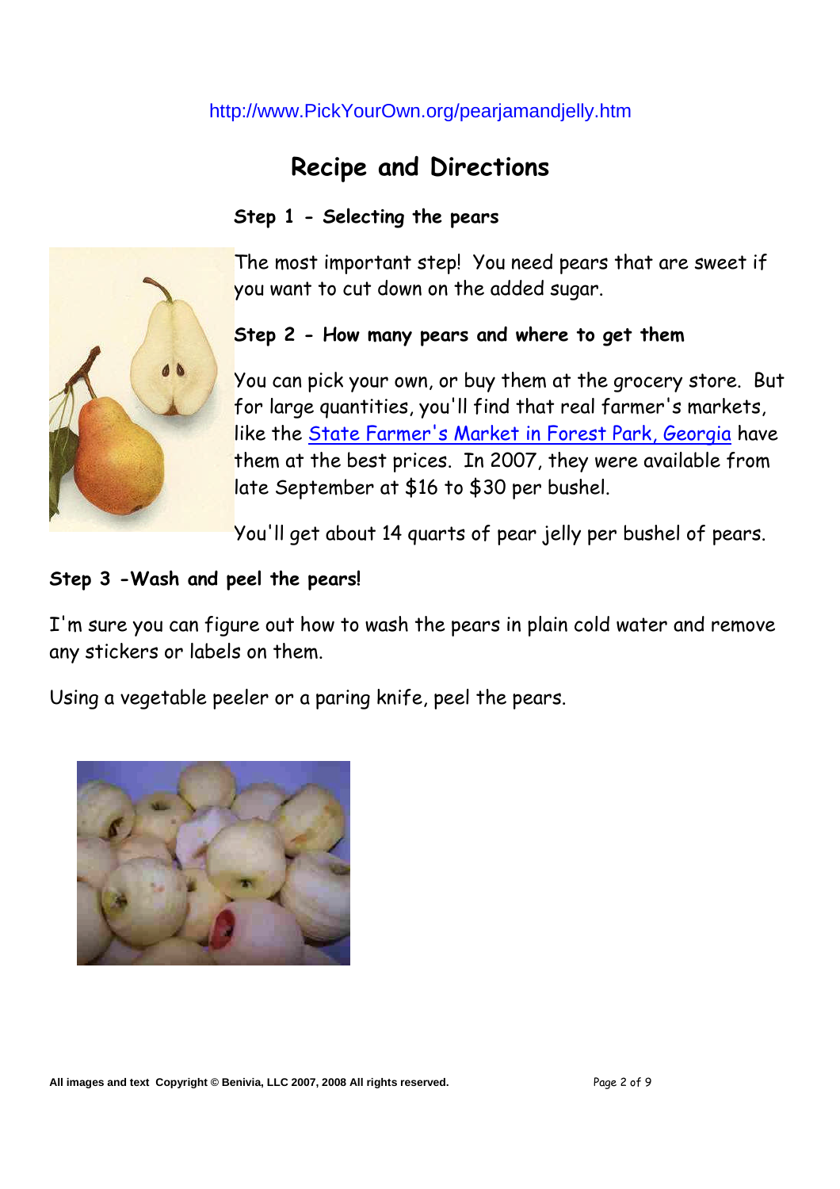http://www.PickYourOwn.org/pearjamandjelly.htm

## Recipe and Directions

### Step 1 - Selecting the pears

The most important step! You need pears that are sweet if you want to cut down on the added sugar.

### Step 2 - How many pears and where to get them

You can pick your own, or buy them at the grocery store. But for large quantities, you'll find that real farmer's markets, like the State Farmer's Market in Forest Park, Georgia have them at the best prices. In 2007, they were available from late September at $16 to $30 per bushel.

You'll get about 14 quarts of pear jelly per bushel of pears.

### Step 3 -Wash and peel the pears!

I'm sure you can figure out how to wash the pears in plain cold water and remove any stickers or labels on them.

Using a vegetable peeler or a paring knife, peel the pears.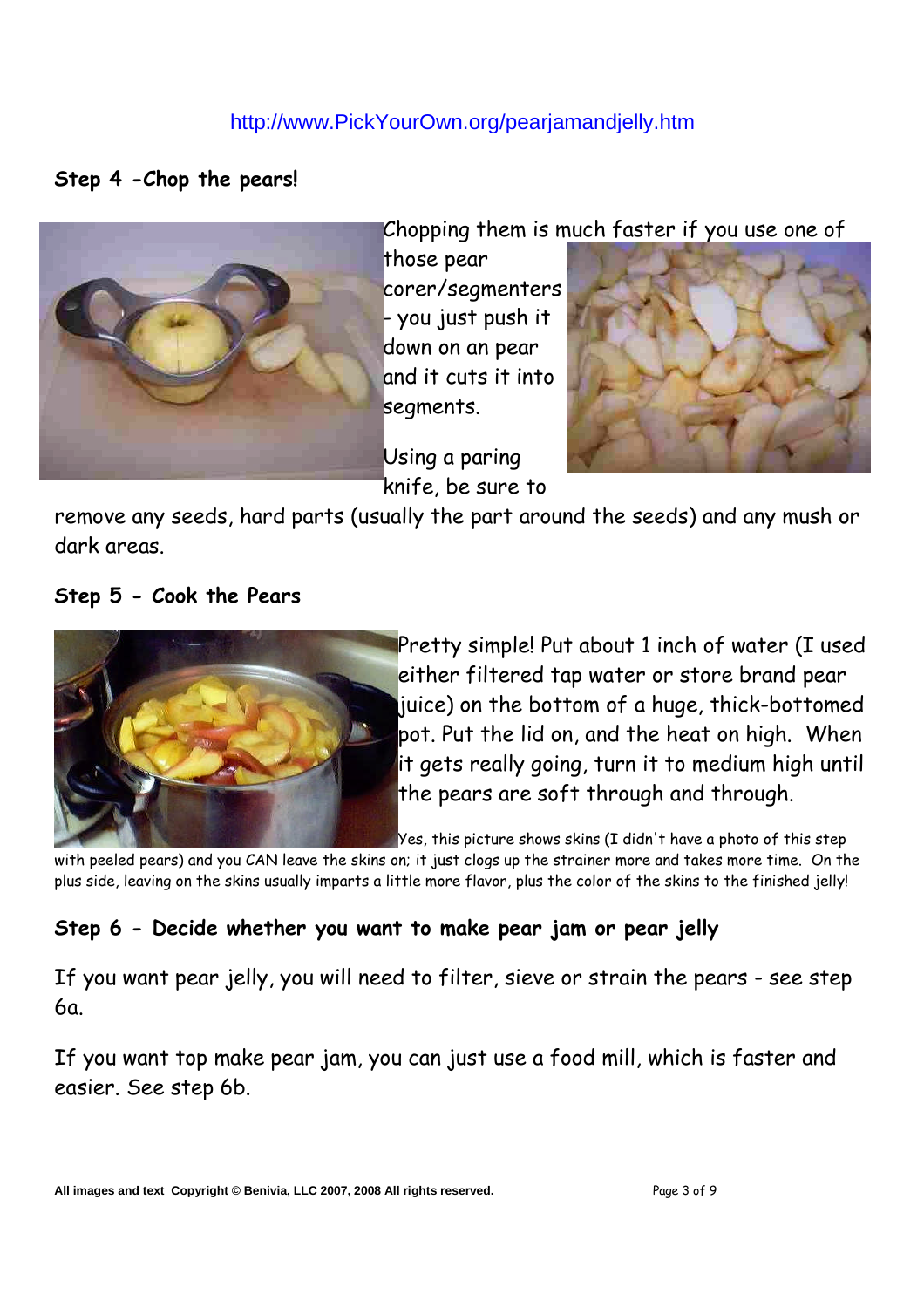http://www.PickYourOwn.org/pearjamandjelly.htm

## Step 4 -Chop the pears!

Chopping them is much faster if you use one of those pear corer/segmenters - you just push it down on an pear and it cuts it into segments.

Using a paring knife, be sure to remove any seeds, hard parts (usually the part around the seeds) and any mush or dark areas.

## Step 5 - Cook the Pears

Pretty simple! Put about 1 inch of water (I used either filtered tap water or store brand pear juice) on the bottom of a huge, thick-bottomed pot. Put the lid on, and the heat on high. When it gets really going, turn it to medium high until the pears are soft through and through.

Yes, this picture shows skins (I didn't have a photo of this step with peeled pears) and you CAN leave the skins on; it just clogs up the strainer more and takes more time. On the plus side, leaving on the skins usually imparts a little more flavor, plus the color of the skins to the finished jelly!

## Step 6 - Decide whether you want to make pear jam or pear jelly

If you want pear jelly, you will need to filter, sieve or strain the pears - see step 6a.

If you want top make pear jam, you can just use a food mill, which is faster and easier. See step 6b.

All images and text Copyright © Benivia, LLC 2007, 2008 All rights reserved.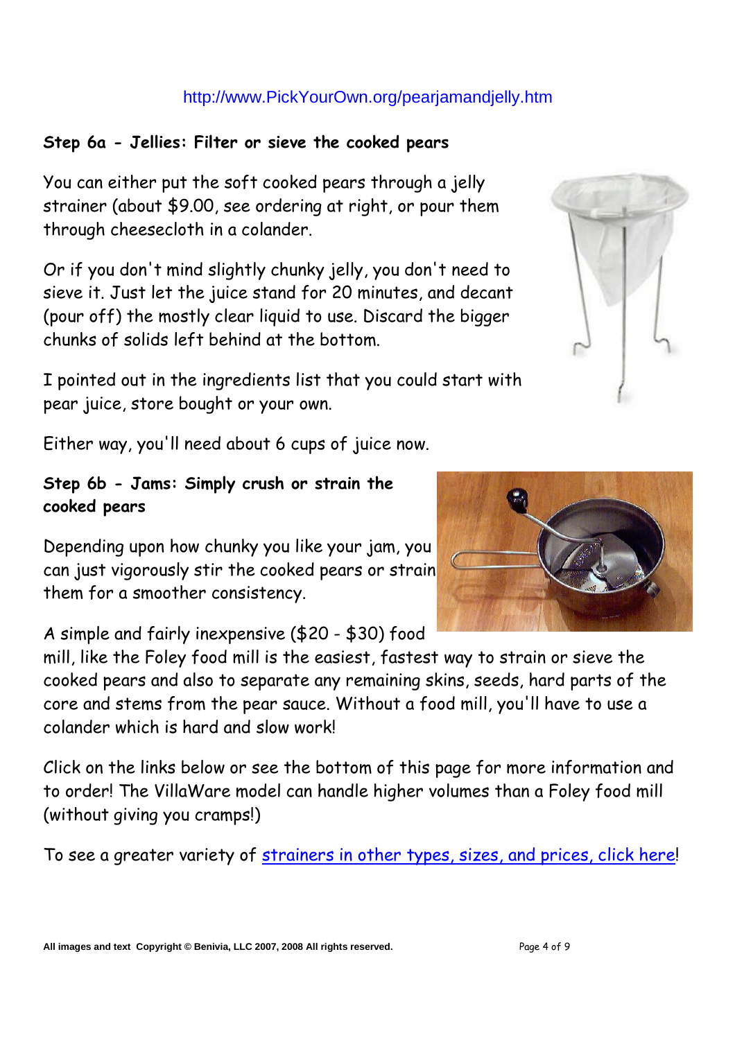http://www.PickYourOwn.org/pearjamandjelly.htm

### Step 6a - Jellies: Filter or sieve the cooked pears

You can either put the soft cooked pears through a jelly strainer (about $9.00, see ordering at right, or pour them through cheesecloth in a colander.

Or if you don't mind slightly chunky jelly, you don't need to sieve it. Just let the juice stand for 20 minutes, and decant (pour off) the mostly clear liquid to use. Discard the bigger chunks of solids left behind at the bottom.

I pointed out in the ingredients list that you could start with pear juice, store bought or your own.

Either way, you'll need about 6 cups of juice now.

### Step 6b - Jams: Simply crush or strain the cooked pears

Depending upon how chunky you like your jam, you can just vigorously stir the cooked pears or strain them for a smoother consistency.

A simple and fairly inexpensive ($20 - $30) food mill, like the Foley food mill is the easiest, fastest way to strain or sieve the cooked pears and also to separate any remaining skins, seeds, hard parts of the core and stems from the pear sauce. Without a food mill, you'll have to use a colander which is hard and slow work!

Click on the links below or see the bottom of this page for more information and to order! The VillaWare model can handle higher volumes than a Foley food mill (without giving you cramps!)

To see a greater variety of strainers in other types, sizes, and prices, click here!

All images and text Copyright © Benivia, LLC 2007, 2008 All rights reserved.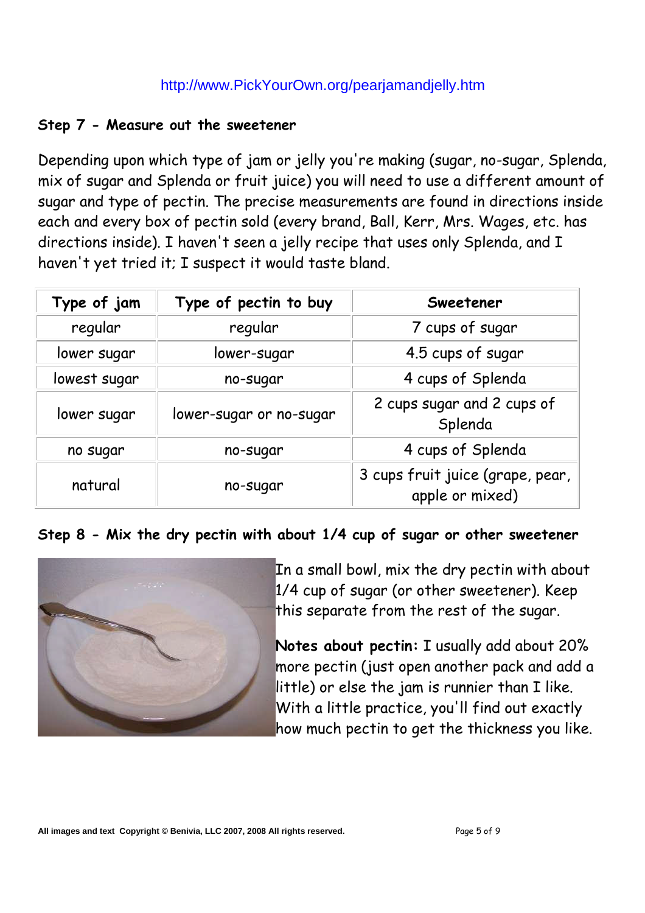http://www.PickYourOwn.org/pearjamandjelly.htm

### Step 7 - Measure out the sweetener

Depending upon which type of jam or jelly you're making (sugar, no-sugar, Splenda, mix of sugar and Splenda or fruit juice) you will need to use a different amount of sugar and type of pectin. The precise measurements are found in directions inside each and every box of pectin sold (every brand, Ball, Kerr, Mrs. Wages, etc. has directions inside). I haven't seen a jelly recipe that uses only Splenda, and I haven't yet tried it; I suspect it would taste bland.

| Type of jam | Type of pectin to buy | Sweetener |
|---|---|---|
| regular | regular | 7 cups of sugar |
| lower sugar | lower-sugar | 4.5 cups of sugar |
| lowest sugar | no-sugar | 4 cups of Splenda |
| lower sugar | lower-sugar or no-sugar | 2 cups sugar and 2 cups of Splenda |
| no sugar | no-sugar | 4 cups of Splenda |
| natural | no-sugar | 3 cups fruit juice (grape, pear, apple or mixed) |

### Step 8 - Mix the dry pectin with about 1/4 cup of sugar or other sweetener

In a small bowl, mix the dry pectin with about 1/4 cup of sugar (or other sweetener). Keep this separate from the rest of the sugar.

**Notes about pectin:** I usually add about 20% more pectin (just open another pack and add a little) or else the jam is runnier than I like. With a little practice, you'll find out exactly how much pectin to get the thickness you like.

All images and text Copyright © Benivia, LLC 2007, 2008 All rights reserved.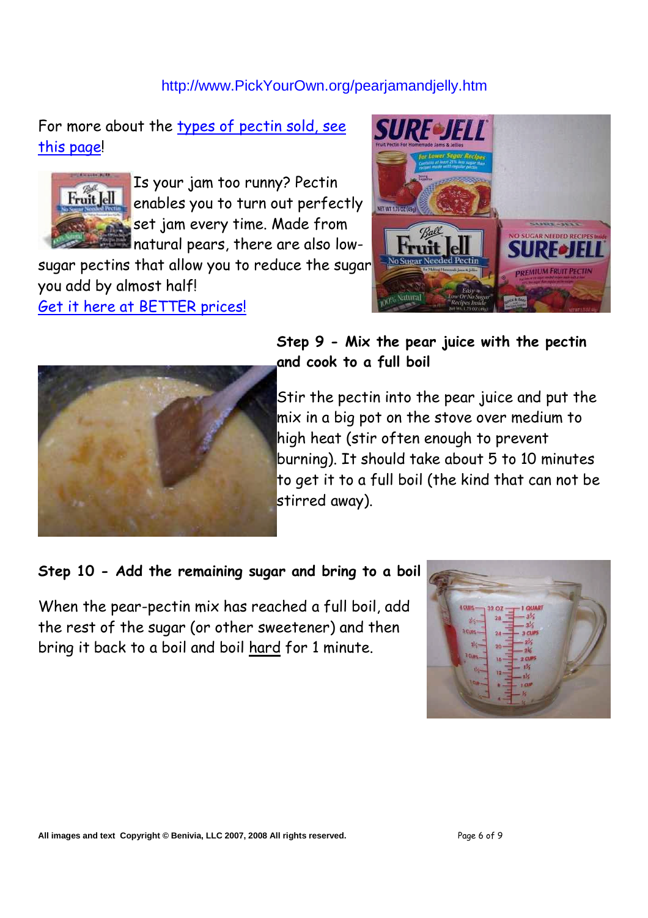http://www.PickYourOwn.org/pearjamandjelly.htm

For more about the [types of pectin sold, see this page]!

Is your jam too runny? Pectin enables you to turn out perfectly set jam every time. Made from natural pears, there are also low-sugar pectins that allow you to reduce the sugar you add by almost half!
[Get it here at BETTER prices!]

**Step 9 - Mix the pear juice with the pectin and cook to a full boil**

Stir the pectin into the pear juice and put the mix in a big pot on the stove over medium to high heat (stir often enough to prevent burning). It should take about 5 to 10 minutes to get it to a full boil (the kind that can not be stirred away).

**Step 10 - Add the remaining sugar and bring to a boil**

When the pear-pectin mix has reached a full boil, add the rest of the sugar (or other sweetener) and then bring it back to a boil and boil hard for 1 minute.

All images and text Copyright © Benivia, LLC 2007, 2008 All rights reserved.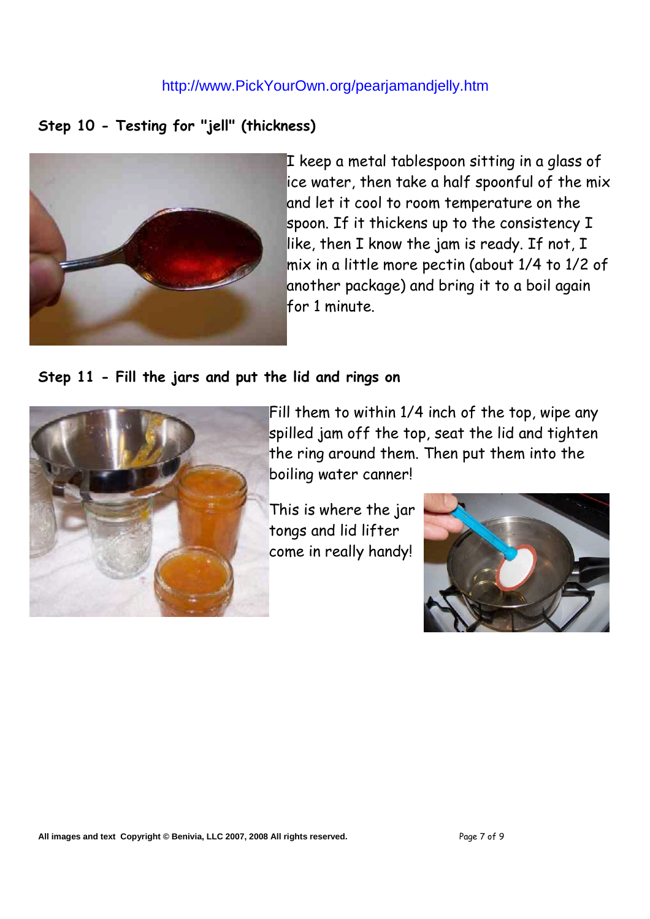http://www.PickYourOwn.org/pearjamandjelly.htm

### Step 10 - Testing for "jell" (thickness)

I keep a metal tablespoon sitting in a glass of ice water, then take a half spoonful of the mix and let it cool to room temperature on the spoon. If it thickens up to the consistency I like, then I know the jam is ready. If not, I mix in a little more pectin (about 1/4 to 1/2 of another package) and bring it to a boil again for 1 minute.

### Step 11 - Fill the jars and put the lid and rings on

Fill them to within 1/4 inch of the top, wipe any spilled jam off the top, seat the lid and tighten the ring around them. Then put them into the boiling water canner!

This is where the jar tongs and lid lifter come in really handy!

All images and text Copyright © Benivia, LLC 2007, 2008 All rights reserved.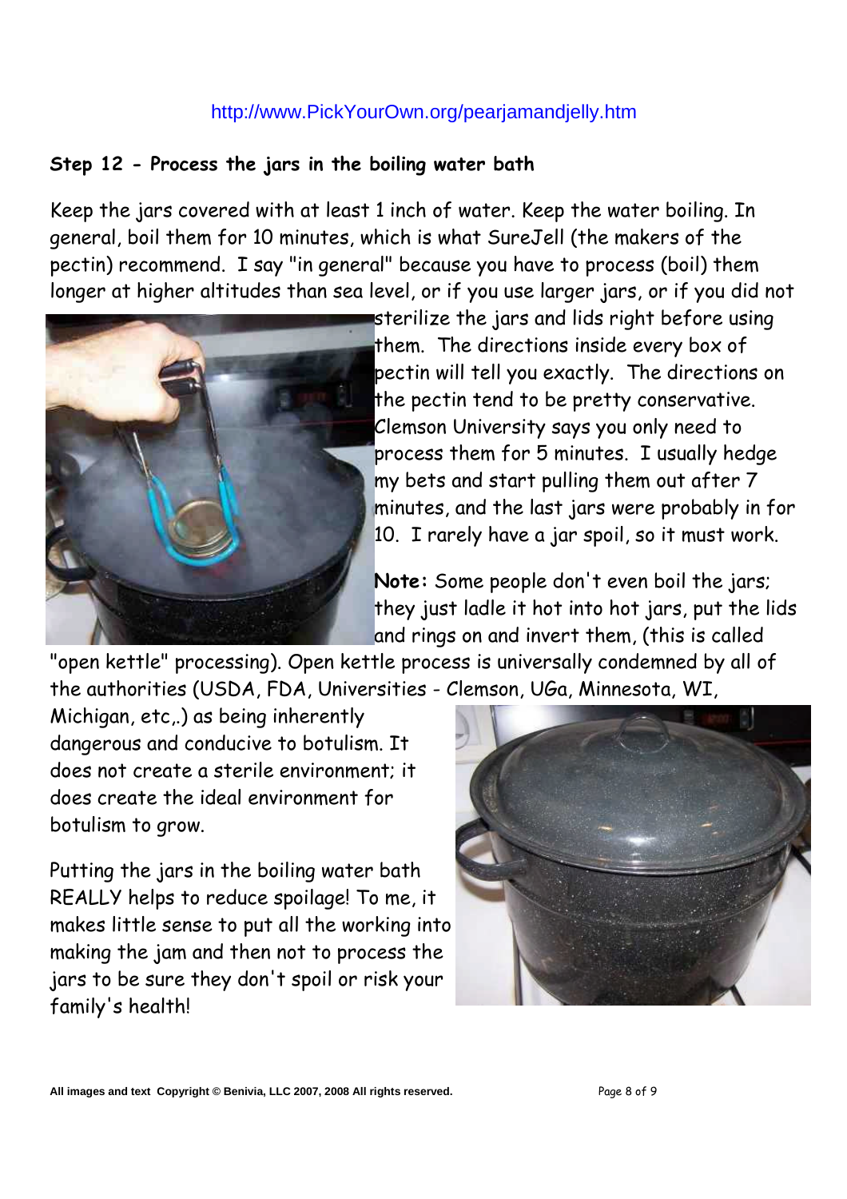http://www.PickYourOwn.org/pearjamandjelly.htm

### Step 12 - Process the jars in the boiling water bath

Keep the jars covered with at least 1 inch of water. Keep the water boiling. In general, boil them for 10 minutes, which is what SureJell (the makers of the pectin) recommend. I say "in general" because you have to process (boil) them longer at higher altitudes than sea level, or if you use larger jars, or if you did not sterilize the jars and lids right before using them. The directions inside every box of pectin will tell you exactly. The directions on the pectin tend to be pretty conservative. Clemson University says you only need to process them for 5 minutes. I usually hedge my bets and start pulling them out after 7 minutes, and the last jars were probably in for 10. I rarely have a jar spoil, so it must work.

**Note:** Some people don't even boil the jars; they just ladle it hot into hot jars, put the lids and rings on and invert them, (this is called "open kettle" processing). Open kettle process is universally condemned by all of the authorities (USDA, FDA, Universities - Clemson, UGa, Minnesota, WI, Michigan, etc,.) as being inherently dangerous and conducive to botulism. It does not create a sterile environment; it does create the ideal environment for botulism to grow.

Putting the jars in the boiling water bath REALLY helps to reduce spoilage! To me, it makes little sense to put all the working into making the jam and then not to process the jars to be sure they don't spoil or risk your family's health!

All images and text Copyright © Benivia, LLC 2007, 2008 All rights reserved.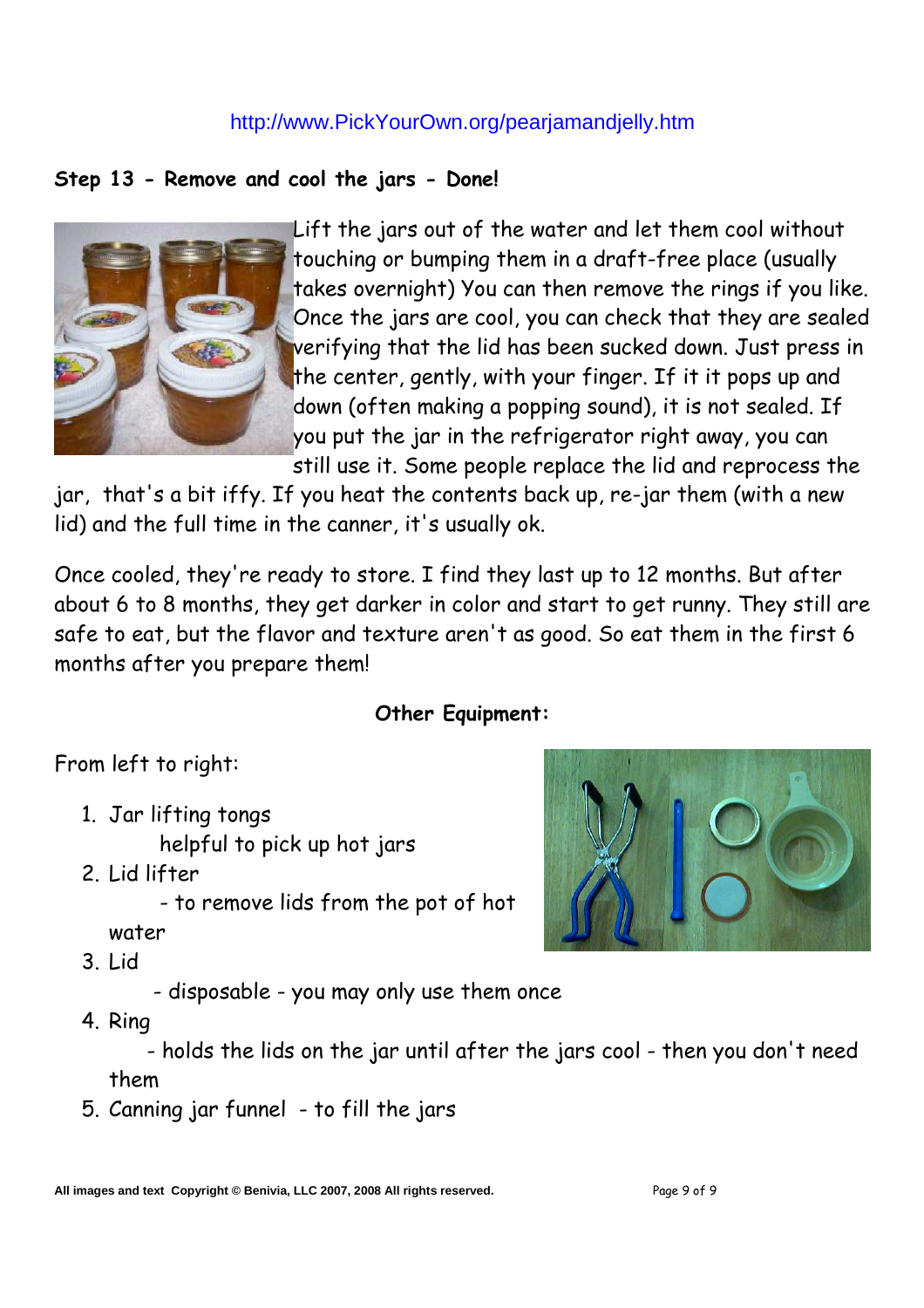http://www.PickYourOwn.org/pearjamandjelly.htm

### Step 13 - Remove and cool the jars - Done!

Lift the jars out of the water and let them cool without touching or bumping them in a draft-free place (usually takes overnight) You can then remove the rings if you like. Once the jars are cool, you can check that they are sealed verifying that the lid has been sucked down. Just press in the center, gently, with your finger. If it it pops up and down (often making a popping sound), it is not sealed. If you put the jar in the refrigerator right away, you can still use it. Some people replace the lid and reprocess the jar, that's a bit iffy. If you heat the contents back up, re-jar them (with a new lid) and the full time in the canner, it's usually ok.

Once cooled, they're ready to store. I find they last up to 12 months. But after about 6 to 8 months, they get darker in color and start to get runny. They still are safe to eat, but the flavor and texture aren't as good. So eat them in the first 6 months after you prepare them!

### Other Equipment:

From left to right:

1. Jar lifting tongs
   helpful to pick up hot jars
2. Lid lifter
   - to remove lids from the pot of hot water
3. Lid
   - disposable - you may only use them once
4. Ring
   - holds the lids on the jar until after the jars cool - then you don't need them
5. Canning jar funnel - to fill the jars

All images and text Copyright © Benivia, LLC 2007, 2008 All rights reserved.